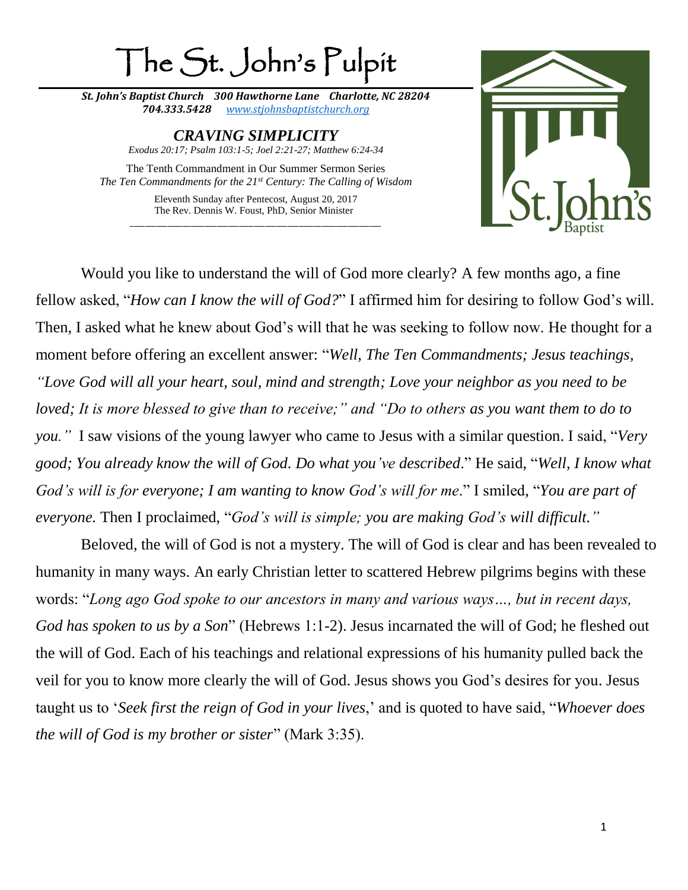# The St. John's Pulpit

***St. John's Baptist Church 300 Hawthorne Lane Charlotte, NC 28204***
***704.333.5428*** *www.stjohnsbaptistchurch.org*

## *CRAVING SIMPLICITY*

*Exodus 20:17; Psalm 103:1-5; Joel 2:21-27; Matthew 6:24-34*

The Tenth Commandment in Our Summer Sermon Series
*The Ten Commandments for the 21st Century: The Calling of Wisdom*

Eleventh Sunday after Pentecost, August 20, 2017
The Rev. Dennis W. Foust, PhD, Senior Minister

---

Would you like to understand the will of God more clearly? A few months ago, a fine fellow asked, "*How can I know the will of God?*" I affirmed him for desiring to follow God's will. Then, I asked what he knew about God's will that he was seeking to follow now. He thought for a moment before offering an excellent answer: "*Well, The Ten Commandments; Jesus teachings, "Love God will all your heart, soul, mind and strength; Love your neighbor as you need to be loved; It is more blessed to give than to receive;" and "Do to others as you want them to do to you."* I saw visions of the young lawyer who came to Jesus with a similar question. I said, "*Very good; You already know the will of God. Do what you've described*." He said, "*Well, I know what God's will is for everyone; I am wanting to know God's will for me*." I smiled, "*You are part of everyone.* Then I proclaimed, "*God's will is simple; you are making God's will difficult."*

Beloved, the will of God is not a mystery. The will of God is clear and has been revealed to humanity in many ways. An early Christian letter to scattered Hebrew pilgrims begins with these words: "*Long ago God spoke to our ancestors in many and various ways…, but in recent days, God has spoken to us by a Son*" (Hebrews 1:1-2). Jesus incarnated the will of God; he fleshed out the will of God. Each of his teachings and relational expressions of his humanity pulled back the veil for you to know more clearly the will of God. Jesus shows you God's desires for you. Jesus taught us to '*Seek first the reign of God in your lives*,' and is quoted to have said, "*Whoever does the will of God is my brother or sister*" (Mark 3:35).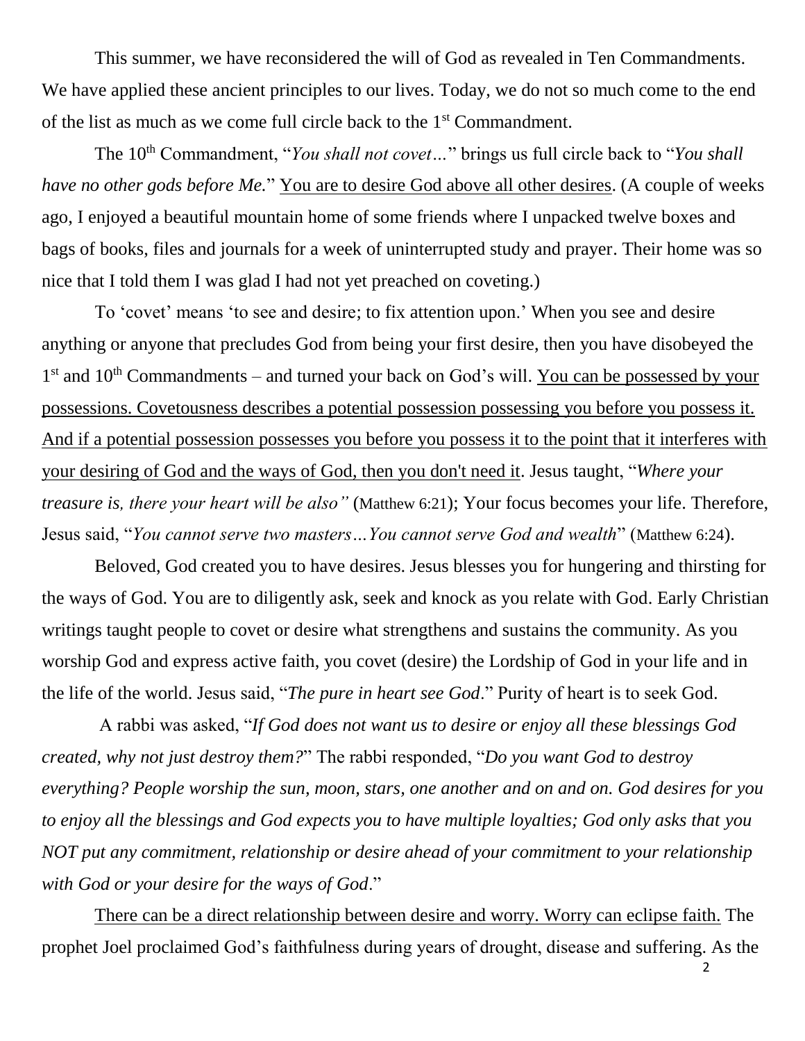This summer, we have reconsidered the will of God as revealed in Ten Commandments. We have applied these ancient principles to our lives. Today, we do not so much come to the end of the list as much as we come full circle back to the 1st Commandment.

The 10th Commandment, "*You shall not covet…*" brings us full circle back to "*You shall have no other gods before Me.*" <u>You are to desire God above all other desires</u>. (A couple of weeks ago, I enjoyed a beautiful mountain home of some friends where I unpacked twelve boxes and bags of books, files and journals for a week of uninterrupted study and prayer. Their home was so nice that I told them I was glad I had not yet preached on coveting.)

To 'covet' means 'to see and desire; to fix attention upon.' When you see and desire anything or anyone that precludes God from being your first desire, then you have disobeyed the 1st and 10th Commandments – and turned your back on God's will. <u>You can be possessed by your possessions. Covetousness describes a potential possession possessing you before you possess it. And if a potential possession possesses you before you possess it to the point that it interferes with your desiring of God and the ways of God, then you don't need it</u>. Jesus taught, "*Where your treasure is, there your heart will be also"* (Matthew 6:21); Your focus becomes your life. Therefore, Jesus said, "*You cannot serve two masters…You cannot serve God and wealth*" (Matthew 6:24).

Beloved, God created you to have desires. Jesus blesses you for hungering and thirsting for the ways of God. You are to diligently ask, seek and knock as you relate with God. Early Christian writings taught people to covet or desire what strengthens and sustains the community. As you worship God and express active faith, you covet (desire) the Lordship of God in your life and in the life of the world. Jesus said, "*The pure in heart see God*." Purity of heart is to seek God.

A rabbi was asked, "*If God does not want us to desire or enjoy all these blessings God created, why not just destroy them?*" The rabbi responded, "*Do you want God to destroy everything? People worship the sun, moon, stars, one another and on and on. God desires for you to enjoy all the blessings and God expects you to have multiple loyalties; God only asks that you NOT put any commitment, relationship or desire ahead of your commitment to your relationship with God or your desire for the ways of God*."

<u>There can be a direct relationship between desire and worry. Worry can eclipse faith.</u> The prophet Joel proclaimed God's faithfulness during years of drought, disease and suffering. As the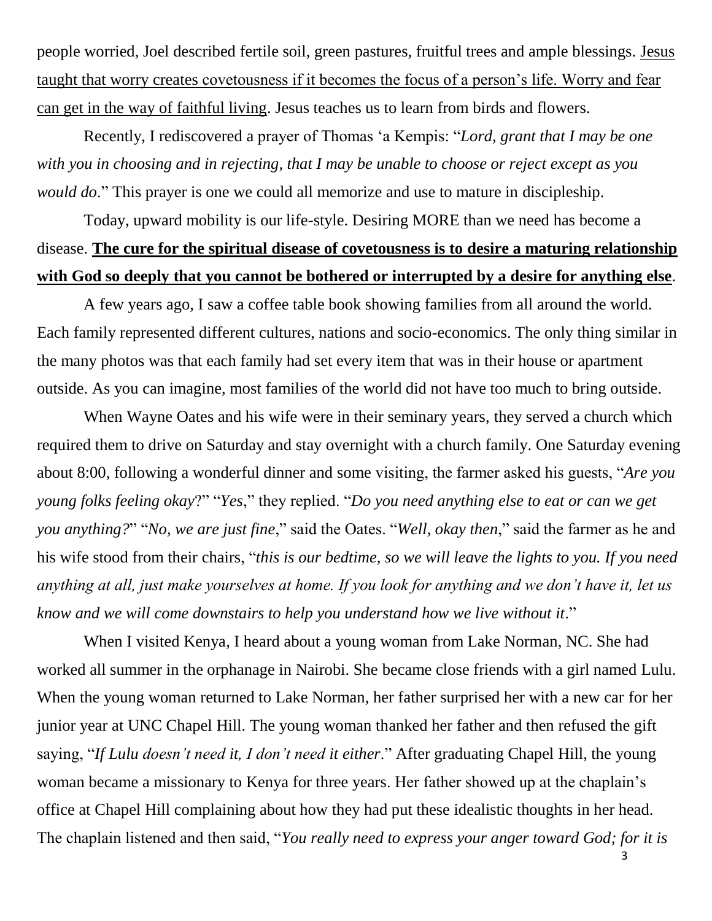people worried, Joel described fertile soil, green pastures, fruitful trees and ample blessings. <u>Jesus taught that worry creates covetousness if it becomes the focus of a person's life. Worry and fear can get in the way of faithful living</u>. Jesus teaches us to learn from birds and flowers.

Recently, I rediscovered a prayer of Thomas 'a Kempis: "*Lord, grant that I may be one with you in choosing and in rejecting, that I may be unable to choose or reject except as you would do*." This prayer is one we could all memorize and use to mature in discipleship.

Today, upward mobility is our life-style. Desiring MORE than we need has become a disease. <u>**The cure for the spiritual disease of covetousness is to desire a maturing relationship with God so deeply that you cannot be bothered or interrupted by a desire for anything else**</u>.

A few years ago, I saw a coffee table book showing families from all around the world. Each family represented different cultures, nations and socio-economics. The only thing similar in the many photos was that each family had set every item that was in their house or apartment outside. As you can imagine, most families of the world did not have too much to bring outside.

When Wayne Oates and his wife were in their seminary years, they served a church which required them to drive on Saturday and stay overnight with a church family. One Saturday evening about 8:00, following a wonderful dinner and some visiting, the farmer asked his guests, "*Are you young folks feeling okay*?" "*Yes*," they replied. "*Do you need anything else to eat or can we get you anything?*" "*No, we are just fine*," said the Oates. "*Well, okay then*," said the farmer as he and his wife stood from their chairs, "*this is our bedtime, so we will leave the lights to you. If you need anything at all, just make yourselves at home. If you look for anything and we don't have it, let us know and we will come downstairs to help you understand how we live without it*."

When I visited Kenya, I heard about a young woman from Lake Norman, NC. She had worked all summer in the orphanage in Nairobi. She became close friends with a girl named Lulu. When the young woman returned to Lake Norman, her father surprised her with a new car for her junior year at UNC Chapel Hill. The young woman thanked her father and then refused the gift saying, "*If Lulu doesn't need it, I don't need it either*." After graduating Chapel Hill, the young woman became a missionary to Kenya for three years. Her father showed up at the chaplain's office at Chapel Hill complaining about how they had put these idealistic thoughts in her head. The chaplain listened and then said, "*You really need to express your anger toward God; for it is*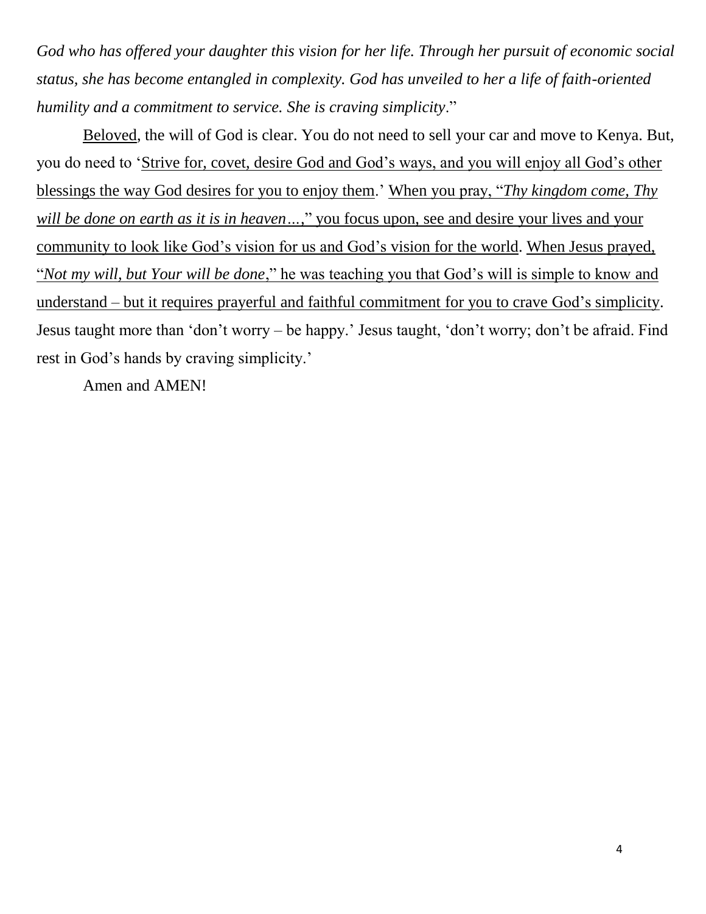*God who has offered your daughter this vision for her life. Through her pursuit of economic social status, she has become entangled in complexity. God has unveiled to her a life of faith-oriented humility and a commitment to service. She is craving simplicity*."

Beloved, the will of God is clear. You do not need to sell your car and move to Kenya. But, you do need to 'Strive for, covet, desire God and God's ways, and you will enjoy all God's other blessings the way God desires for you to enjoy them.' When you pray, "*Thy kingdom come, Thy will be done on earth as it is in heaven…*," you focus upon, see and desire your lives and your community to look like God's vision for us and God's vision for the world. When Jesus prayed, "*Not my will, but Your will be done*," he was teaching you that God's will is simple to know and understand – but it requires prayerful and faithful commitment for you to crave God's simplicity. Jesus taught more than 'don't worry – be happy.' Jesus taught, 'don't worry; don't be afraid. Find rest in God's hands by craving simplicity.'

Amen and AMEN!